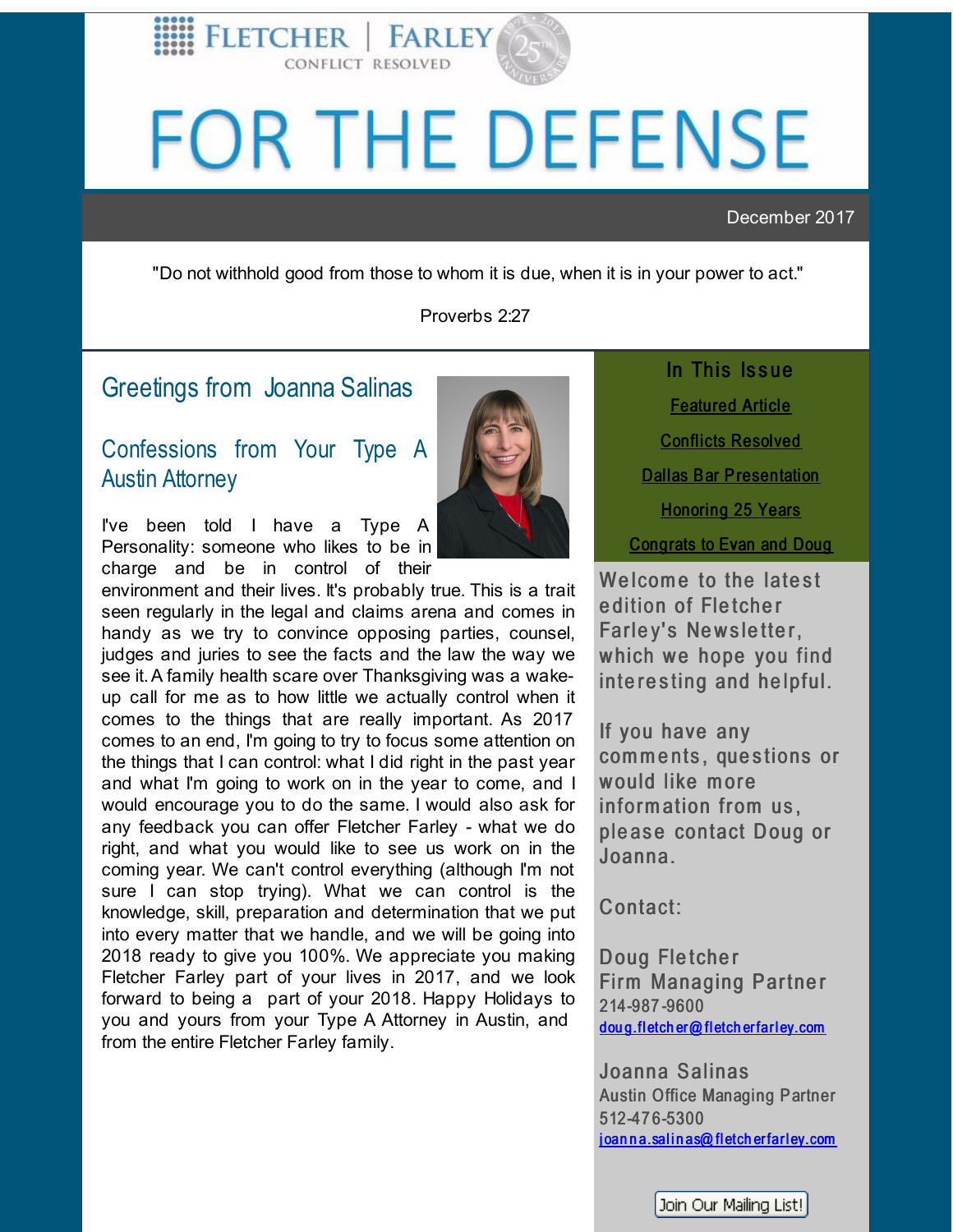FLETCHER | FARLEY

CONFLICT RESOLVED

# FOR THE DEFENSE

December 2017

"Do not withhold good from those to whom it is due, when it is in your power to act."

Proverbs 2:27

## Greetings from Joanna Salinas

### Confessions from Your Type A Austin Attorney

I've been told I have a Type A Personality: someone who likes to be in charge and be in control of their environment and their lives. It's probably true. This is a trait seen regularly in the legal and claims arena and comes in handy as we try to convince opposing parties, counsel, judges and juries to see the facts and the law the way we see it. A family health scare over Thanksgiving was a wake-up call for me as to how little we actually control when it comes to the things that are really important. As 2017 comes to an end, I'm going to try to focus some attention on the things that I can control: what I did right in the past year and what I'm going to work on in the year to come, and I would encourage you to do the same. I would also ask for any feedback you can offer Fletcher Farley - what we do right, and what you would like to see us work on in the coming year. We can't control everything (although I'm not sure I can stop trying). What we can control is the knowledge, skill, preparation and determination that we put into every matter that we handle, and we will be going into 2018 ready to give you 100%. We appreciate you making Fletcher Farley part of your lives in 2017, and we look forward to being a part of your 2018. Happy Holidays to you and yours from your Type A Attorney in Austin, and from the entire Fletcher Farley family.

**In This Issue**

- Featured Article
- Conflicts Resolved
- Dallas Bar Presentation
- Honoring 25 Years
- Congrats to Evan and Doug

Welcome to the latest edition of Fletcher Farley's Newsletter, which we hope you find interesting and helpful.

If you have any comments, questions or would like more information from us, please contact Doug or Joanna.

Contact:

Doug Fletcher
Firm Managing Partner
214-987-9600
doug.fletcher@fletcherfarley.com

Joanna Salinas
Austin Office Managing Partner
512-476-5300
joanna.salinas@fletcherfarley.com

Join Our Mailing List!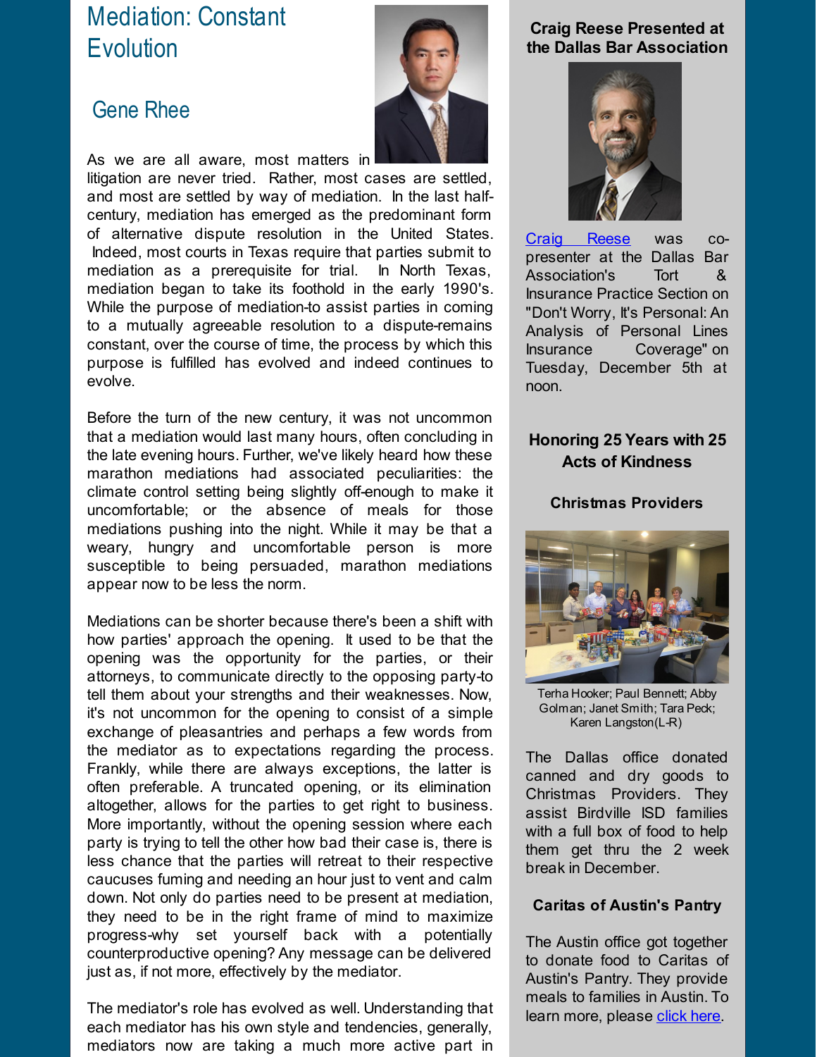# Mediation: Constant Evolution

## Gene Rhee

As we are all aware, most matters in litigation are never tried. Rather, most cases are settled, and most are settled by way of mediation. In the last half-century, mediation has emerged as the predominant form of alternative dispute resolution in the United States. Indeed, most courts in Texas require that parties submit to mediation as a prerequisite for trial. In North Texas, mediation began to take its foothold in the early 1990's. While the purpose of mediation-to assist parties in coming to a mutually agreeable resolution to a dispute-remains constant, over the course of time, the process by which this purpose is fulfilled has evolved and indeed continues to evolve.

Before the turn of the new century, it was not uncommon that a mediation would last many hours, often concluding in the late evening hours. Further, we've likely heard how these marathon mediations had associated peculiarities: the climate control setting being slightly off-enough to make it uncomfortable; or the absence of meals for those mediations pushing into the night. While it may be that a weary, hungry and uncomfortable person is more susceptible to being persuaded, marathon mediations appear now to be less the norm.

Mediations can be shorter because there's been a shift with how parties' approach the opening. It used to be that the opening was the opportunity for the parties, or their attorneys, to communicate directly to the opposing party-to tell them about your strengths and their weaknesses. Now, it's not uncommon for the opening to consist of a simple exchange of pleasantries and perhaps a few words from the mediator as to expectations regarding the process. Frankly, while there are always exceptions, the latter is often preferable. A truncated opening, or its elimination altogether, allows for the parties to get right to business. More importantly, without the opening session where each party is trying to tell the other how bad their case is, there is less chance that the parties will retreat to their respective caucuses fuming and needing an hour just to vent and calm down. Not only do parties need to be present at mediation, they need to be in the right frame of mind to maximize progress-why set yourself back with a potentially counterproductive opening? Any message can be delivered just as, if not more, effectively by the mediator.

The mediator's role has evolved as well. Understanding that each mediator has his own style and tendencies, generally, mediators now are taking a much more active part in

### Craig Reese Presented at the Dallas Bar Association

Craig Reese was co-presenter at the Dallas Bar Association's Tort & Insurance Practice Section on "Don't Worry, It's Personal: An Analysis of Personal Lines Insurance Coverage" on Tuesday, December 5th at noon.

### Honoring 25 Years with 25 Acts of Kindness

**Christmas Providers**

Terha Hooker; Paul Bennett; Abby Golman; Janet Smith; Tara Peck; Karen Langston(L-R)

The Dallas office donated canned and dry goods to Christmas Providers. They assist Birdville ISD families with a full box of food to help them get thru the 2 week break in December.

**Caritas of Austin's Pantry**

The Austin office got together to donate food to Caritas of Austin's Pantry. They provide meals to families in Austin. To learn more, please click here.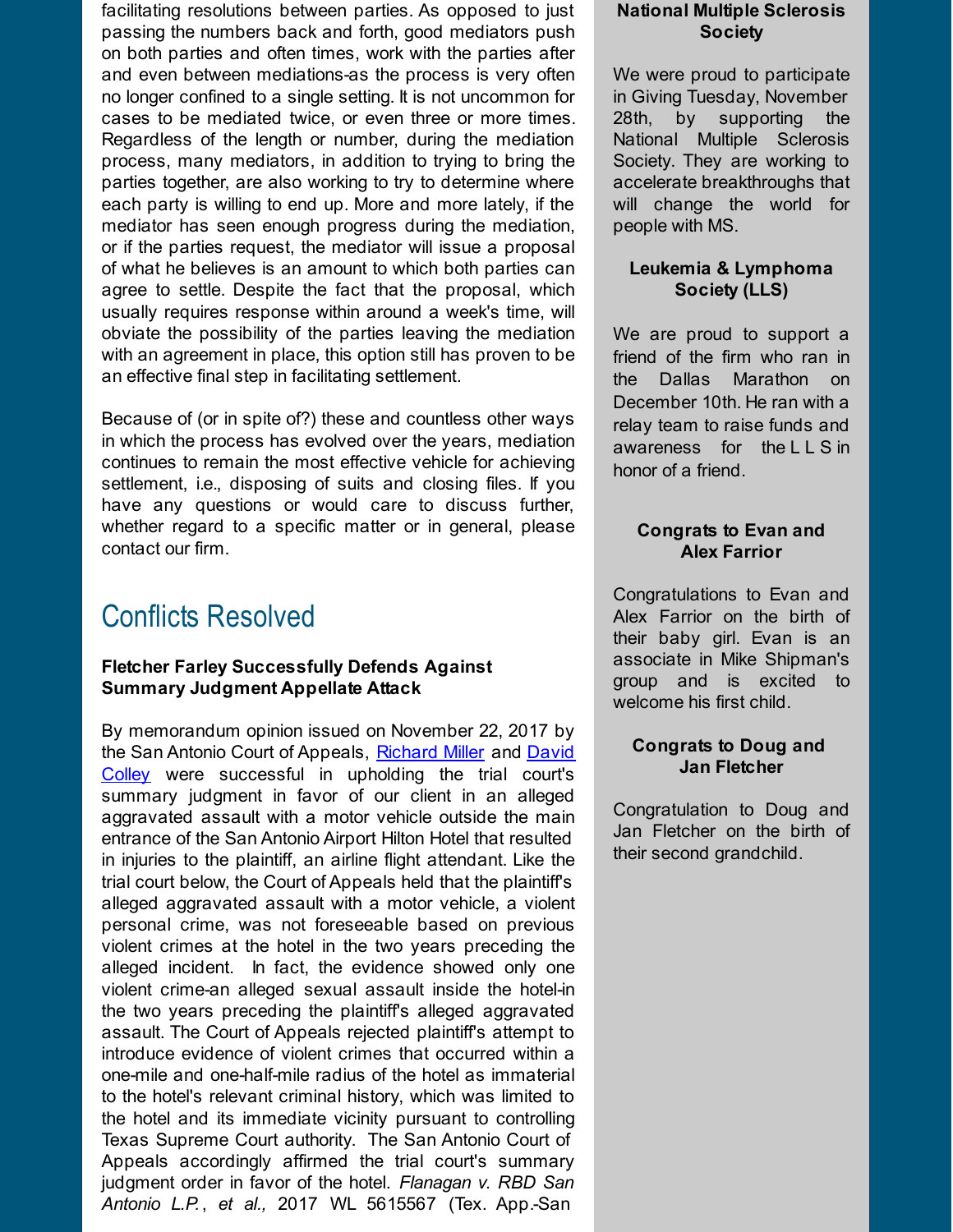facilitating resolutions between parties. As opposed to just passing the numbers back and forth, good mediators push on both parties and often times, work with the parties after and even between mediations-as the process is very often no longer confined to a single setting. It is not uncommon for cases to be mediated twice, or even three or more times. Regardless of the length or number, during the mediation process, many mediators, in addition to trying to bring the parties together, are also working to try to determine where each party is willing to end up. More and more lately, if the mediator has seen enough progress during the mediation, or if the parties request, the mediator will issue a proposal of what he believes is an amount to which both parties can agree to settle. Despite the fact that the proposal, which usually requires response within around a week's time, will obviate the possibility of the parties leaving the mediation with an agreement in place, this option still has proven to be an effective final step in facilitating settlement.

Because of (or in spite of?) these and countless other ways in which the process has evolved over the years, mediation continues to remain the most effective vehicle for achieving settlement, i.e., disposing of suits and closing files. If you have any questions or would care to discuss further, whether regard to a specific matter or in general, please contact our firm.

## Conflicts Resolved

**Fletcher Farley Successfully Defends Against Summary Judgment Appellate Attack**

By memorandum opinion issued on November 22, 2017 by the San Antonio Court of Appeals, Richard Miller and David Colley were successful in upholding the trial court's summary judgment in favor of our client in an alleged aggravated assault with a motor vehicle outside the main entrance of the San Antonio Airport Hilton Hotel that resulted in injuries to the plaintiff, an airline flight attendant. Like the trial court below, the Court of Appeals held that the plaintiff's alleged aggravated assault with a motor vehicle, a violent personal crime, was not foreseeable based on previous violent crimes at the hotel in the two years preceding the alleged incident. In fact, the evidence showed only one violent crime-an alleged sexual assault inside the hotel-in the two years preceding the plaintiff's alleged aggravated assault. The Court of Appeals rejected plaintiff's attempt to introduce evidence of violent crimes that occurred within a one-mile and one-half-mile radius of the hotel as immaterial to the hotel's relevant criminal history, which was limited to the hotel and its immediate vicinity pursuant to controlling Texas Supreme Court authority. The San Antonio Court of Appeals accordingly affirmed the trial court's summary judgment order in favor of the hotel. *Flanagan v. RBD San Antonio L.P.*, *et al.,* 2017 WL 5615567 (Tex. App.-San

**National Multiple Sclerosis Society**

We were proud to participate in Giving Tuesday, November 28th, by supporting the National Multiple Sclerosis Society. They are working to accelerate breakthroughs that will change the world for people with MS.

**Leukemia & Lymphoma Society (LLS)**

We are proud to support a friend of the firm who ran in the Dallas Marathon on December 10th. He ran with a relay team to raise funds and awareness for the L L S in honor of a friend.

**Congrats to Evan and Alex Farrior**

Congratulations to Evan and Alex Farrior on the birth of their baby girl. Evan is an associate in Mike Shipman's group and is excited to welcome his first child.

**Congrats to Doug and Jan Fletcher**

Congratulation to Doug and Jan Fletcher on the birth of their second grandchild.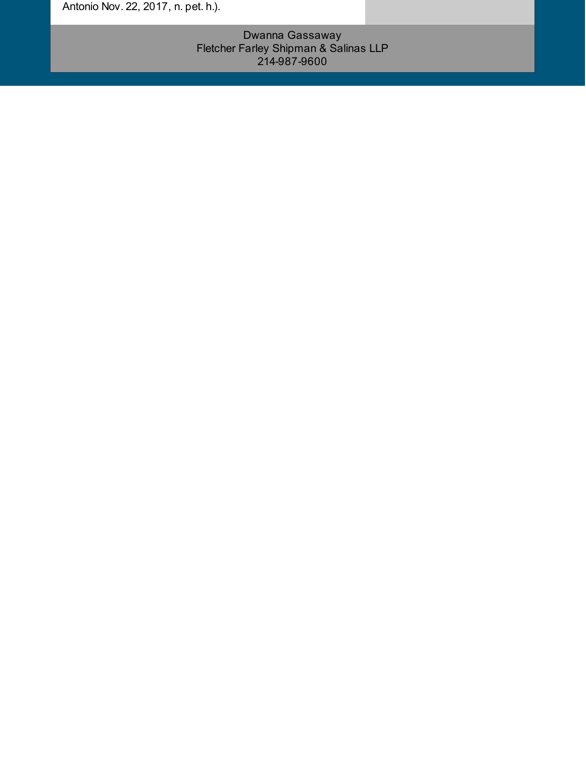Antonio Nov. 22, 2017, n. pet. h.).

Dwanna Gassaway
Fletcher Farley Shipman & Salinas LLP
214-987-9600